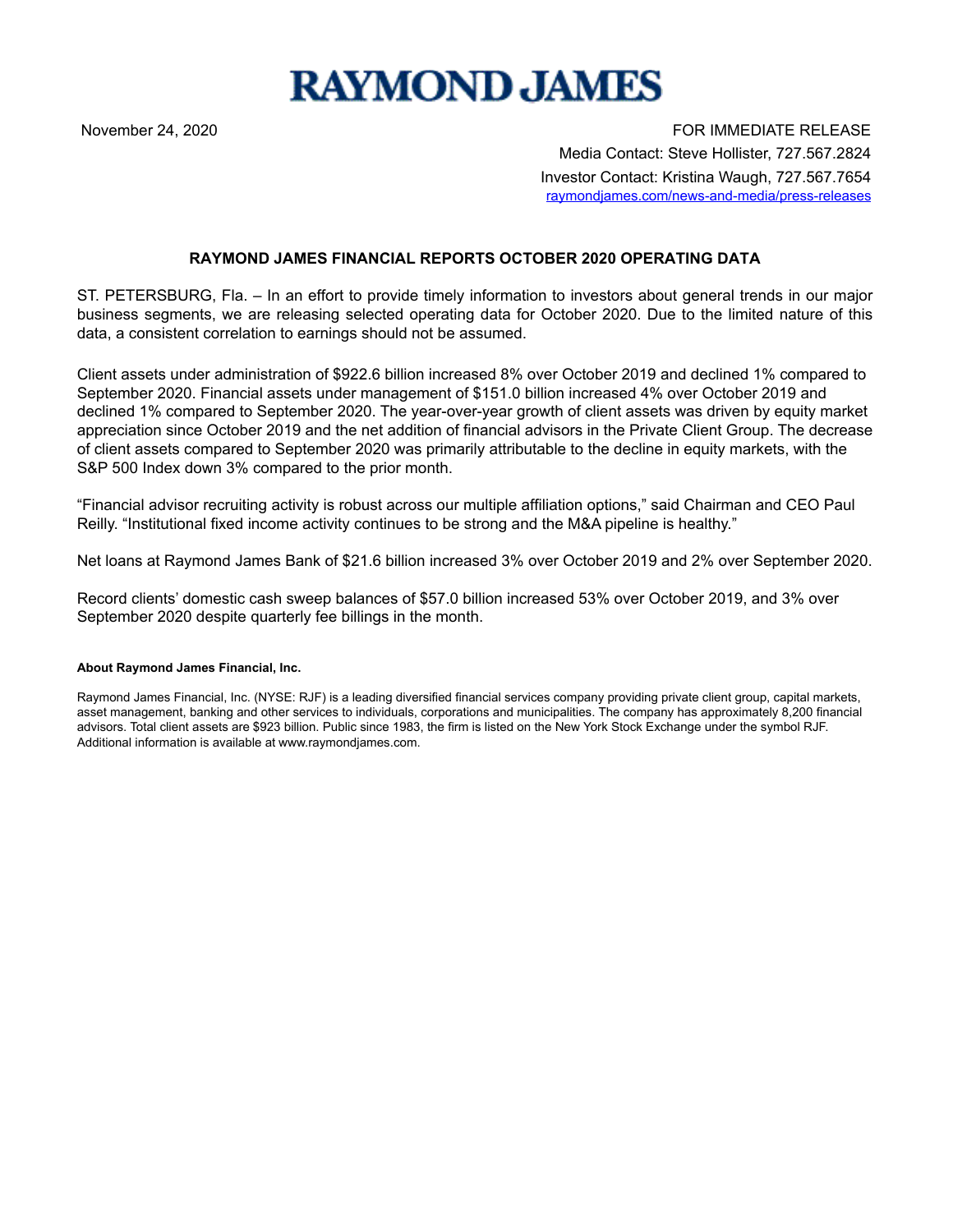# RAYMOND JAMES

November 24, 2020

FOR IMMEDIATE RELEASE

Media Contact: Steve Hollister, 727.567.2824

Investor Contact: Kristina Waugh, 727.567.7654

raymondjames.com/news-and-media/press-releases

## RAYMOND JAMES FINANCIAL REPORTS OCTOBER 2020 OPERATING DATA

ST. PETERSBURG, Fla. – In an effort to provide timely information to investors about general trends in our major business segments, we are releasing selected operating data for October 2020. Due to the limited nature of this data, a consistent correlation to earnings should not be assumed.

Client assets under administration of $922.6 billion increased 8% over October 2019 and declined 1% compared to September 2020. Financial assets under management of $151.0 billion increased 4% over October 2019 and declined 1% compared to September 2020. The year-over-year growth of client assets was driven by equity market appreciation since October 2019 and the net addition of financial advisors in the Private Client Group. The decrease of client assets compared to September 2020 was primarily attributable to the decline in equity markets, with the S&P 500 Index down 3% compared to the prior month.

"Financial advisor recruiting activity is robust across our multiple affiliation options," said Chairman and CEO Paul Reilly. "Institutional fixed income activity continues to be strong and the M&A pipeline is healthy."

Net loans at Raymond James Bank of $21.6 billion increased 3% over October 2019 and 2% over September 2020.

Record clients' domestic cash sweep balances of $57.0 billion increased 53% over October 2019, and 3% over September 2020 despite quarterly fee billings in the month.

#### About Raymond James Financial, Inc.

Raymond James Financial, Inc. (NYSE: RJF) is a leading diversified financial services company providing private client group, capital markets, asset management, banking and other services to individuals, corporations and municipalities. The company has approximately 8,200 financial advisors. Total client assets are $923 billion. Public since 1983, the firm is listed on the New York Stock Exchange under the symbol RJF. Additional information is available at www.raymondjames.com.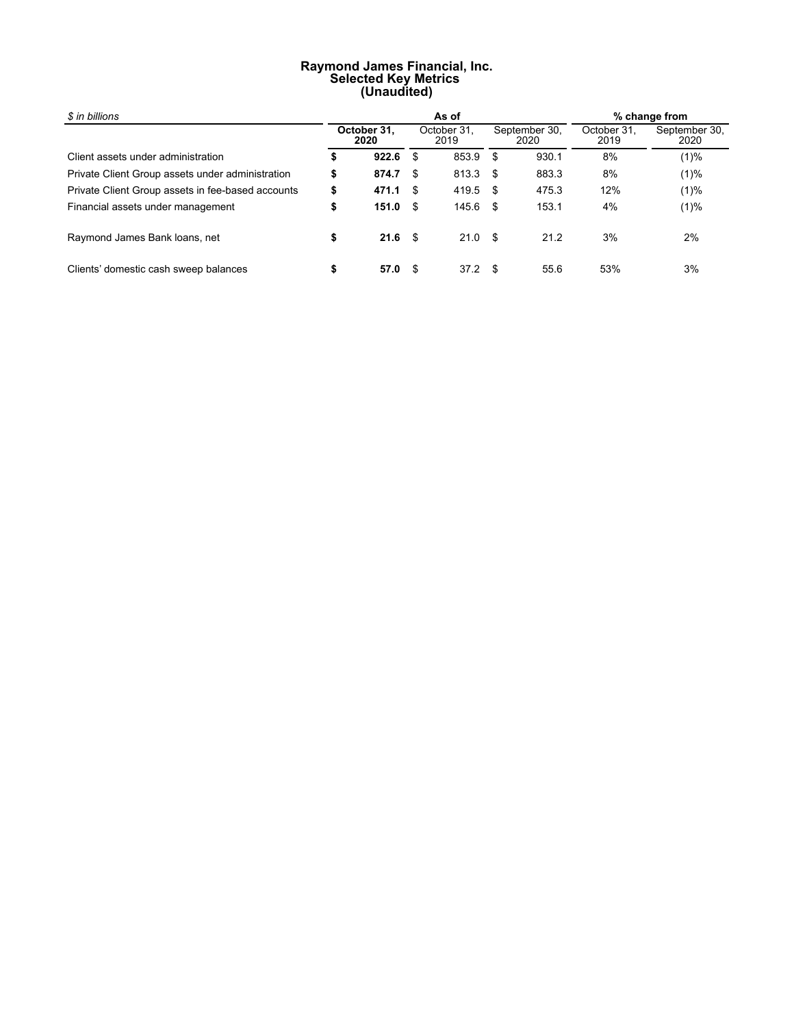# Raymond James Financial, Inc.
## Selected Key Metrics
## (Unaudited)

| *$ in billions* | As of | | | % change from | |
|---|---|---|---|---|---|
| | **October 31, 2020** | October 31, 2019 | September 30, 2020 | October 31, 2019 | September 30, 2020 |
| Client assets under administration | **$ 922.6** | $ 853.9 | $ 930.1 | 8% | (1)% |
| Private Client Group assets under administration | **$ 874.7** | $ 813.3 | $ 883.3 | 8% | (1)% |
| Private Client Group assets in fee-based accounts | **$ 471.1** | $ 419.5 | $ 475.3 | 12% | (1)% |
| Financial assets under management | **$ 151.0** | $ 145.6 | $ 153.1 | 4% | (1)% |
| Raymond James Bank loans, net | **$ 21.6** | $ 21.0 | $ 21.2 | 3% | 2% |
| Clients' domestic cash sweep balances | **$ 57.0** | $ 37.2 | $ 55.6 | 53% | 3% |